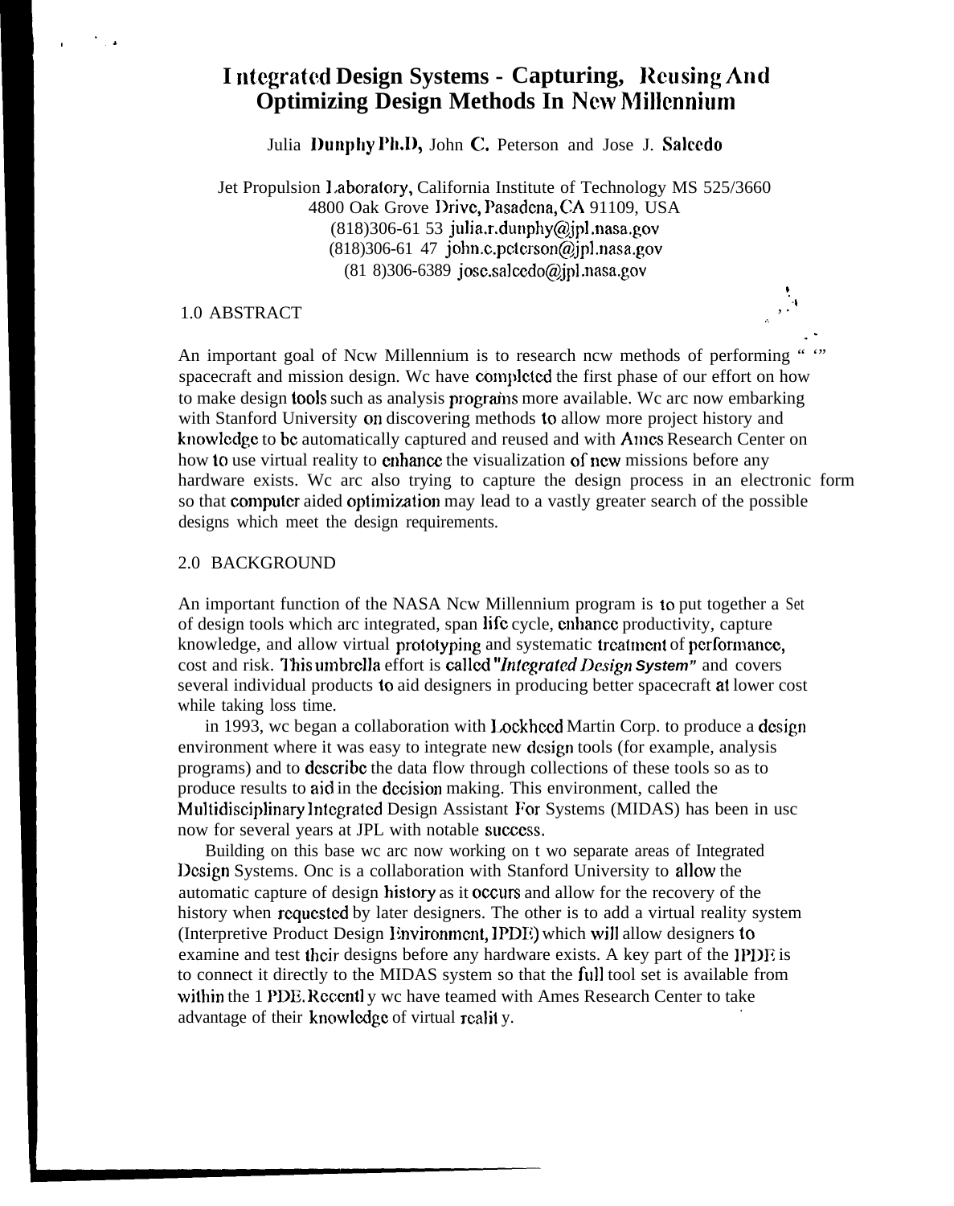# Integrated Design Systems - Capturing, Reusing And Optimizing Design Methods In New Millennium

Julia Dunphy Ph.D, John C. Peterson and Jose J. Salcedo

Jet Propulsion Laboratory, California Institute of Technology MS 525/3660
4800 Oak Grove Drive, Pasadena, CA 91109, USA
(818)306-61 53 julia.r.dunphy@jpl.nasa.gov
(818)306-61 47 john.c.peterson@jpl.nasa.gov
(81 8)306-6389 jose.salcedo@jpl.nasa.gov

## 1.0 ABSTRACT

An important goal of New Millennium is to research new methods of performing " '" spacecraft and mission design. We have completed the first phase of our effort on how to make design tools such as analysis programs more available. We are now embarking with Stanford University on discovering methods to allow more project history and knowledge to be automatically captured and reused and with Ames Research Center on how to use virtual reality to enhance the visualization of new missions before any hardware exists. We are also trying to capture the design process in an electronic form so that computer aided optimization may lead to a vastly greater search of the possible designs which meet the design requirements.

## 2.0 BACKGROUND

An important function of the NASA New Millennium program is to put together a Set of design tools which are integrated, span life cycle, enhance productivity, capture knowledge, and allow virtual prototyping and systematic treatment of performance, cost and risk. This umbrella effort is called "*Integrated Design System*" and covers several individual products to aid designers in producing better spacecraft at lower cost while taking loss time.

in 1993, we began a collaboration with Lockheed Martin Corp. to produce a design environment where it was easy to integrate new design tools (for example, analysis programs) and to describe the data flow through collections of these tools so as to produce results to aid in the decision making. This environment, called the Multidisciplinary Integrated Design Assistant For Systems (MIDAS) has been in use now for several years at JPL with notable success.

Building on this base we are now working on t wo separate areas of Integrated Design Systems. One is a collaboration with Stanford University to allow the automatic capture of design history as it occurs and allow for the recovery of the history when requested by later designers. The other is to add a virtual reality system (Interpretive Product Design Environment, IPDE) which will allow designers to examine and test their designs before any hardware exists. A key part of the IPDE is to connect it directly to the MIDAS system so that the full tool set is available from within the 1 PDE. Recentl y we have teamed with Ames Research Center to take advantage of their knowledge of virtual realit y.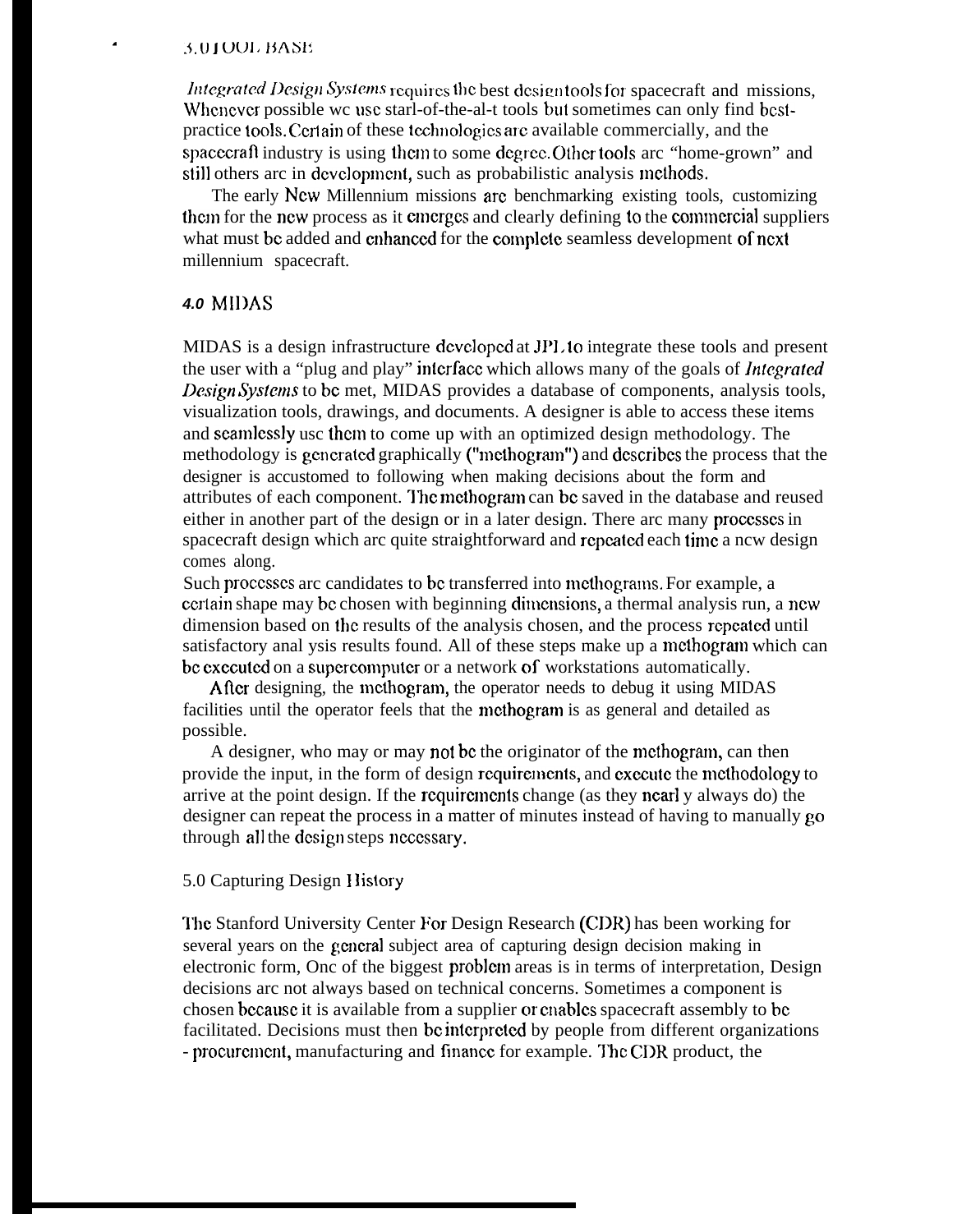## 3.0 TOOL BASE

*Integrated Design Systems* requires the best design tools for spacecraft and missions, Whenever possible we use starl-of-the-al-t tools but sometimes can only find best-practice tools. Certain of these technologies are available commercially, and the spacecraft industry is using them to some degree. Other tools are "home-grown" and still others are in development, such as probabilistic analysis methods.

The early New Millennium missions are benchmarking existing tools, customizing them for the new process as it emerges and clearly defining to the commercial suppliers what must be added and enhanced for the complete seamless development of next millennium spacecraft.

## *4.0* MIDAS

MIDAS is a design infrastructure developed at JPL to integrate these tools and present the user with a "plug and play" interface which allows many of the goals of *Integrated Design Systems* to be met, MIDAS provides a database of components, analysis tools, visualization tools, drawings, and documents. A designer is able to access these items and seamlessly use them to come up with an optimized design methodology. The methodology is generated graphically ("methogram") and describes the process that the designer is accustomed to following when making decisions about the form and attributes of each component. The methogram can be saved in the database and reused either in another part of the design or in a later design. There are many processes in spacecraft design which are quite straightforward and repeated each time a new design comes along.

Such processes are candidates to be transferred into methograms. For example, a certain shape may be chosen with beginning dimensions, a thermal analysis run, a new dimension based on the results of the analysis chosen, and the process repeated until satisfactory anal ysis results found. All of these steps make up a methogram which can be executed on a supercomputer or a network of workstations automatically.

After designing, the methogram, the operator needs to debug it using MIDAS facilities until the operator feels that the methogram is as general and detailed as possible.

A designer, who may or may not be the originator of the methogram, can then provide the input, in the form of design requirements, and execute the methodology to arrive at the point design. If the requirements change (as they nearl y always do) the designer can repeat the process in a matter of minutes instead of having to manually go through all the design steps necessary.

## 5.0 Capturing Design History

The Stanford University Center For Design Research (CDR) has been working for several years on the general subject area of capturing design decision making in electronic form, One of the biggest problem areas is in terms of interpretation, Design decisions are not always based on technical concerns. Sometimes a component is chosen because it is available from a supplier or enables spacecraft assembly to be facilitated. Decisions must then be interpreted by people from different organizations - procurement, manufacturing and finance for example. The CDR product, the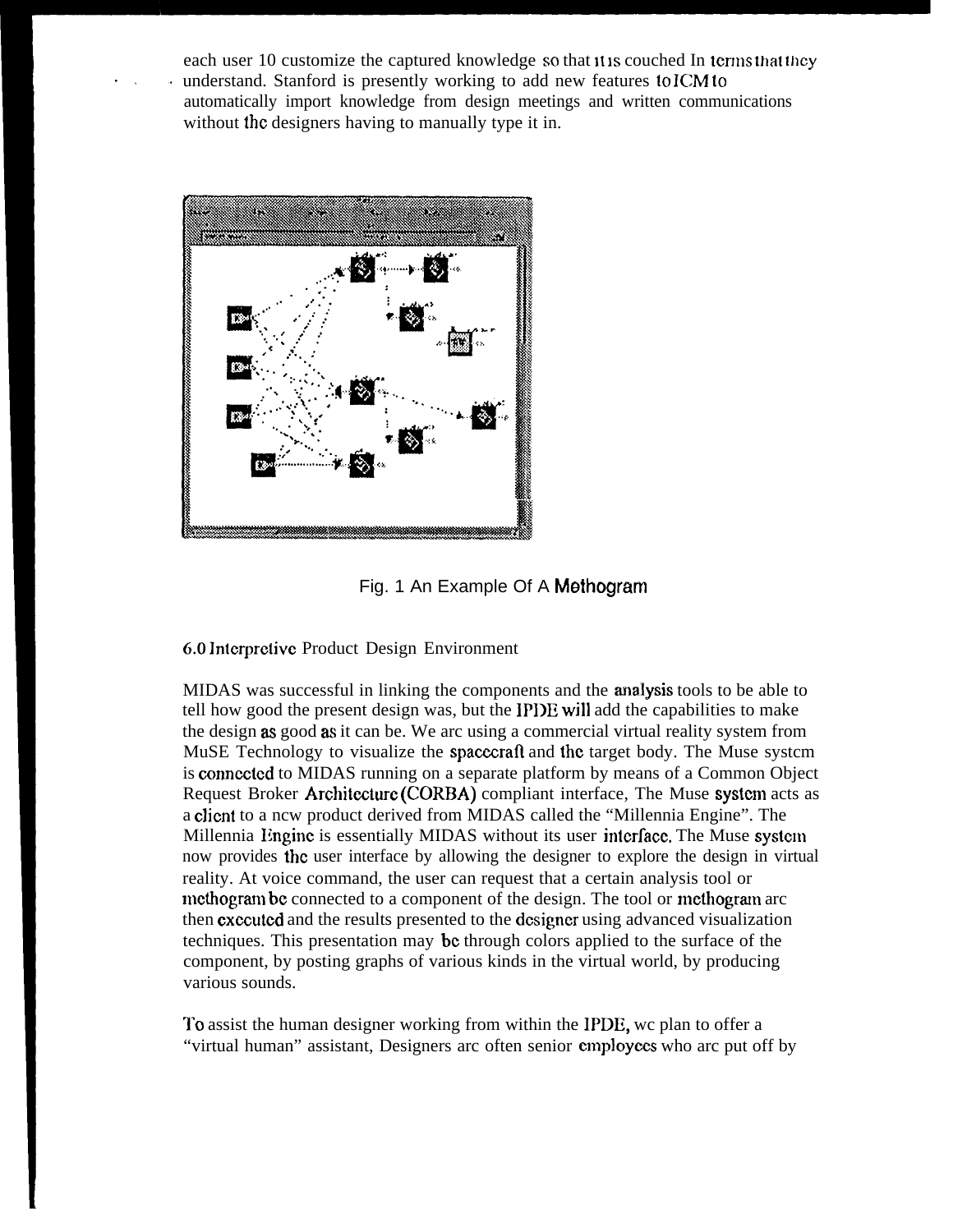each user 10 customize the captured knowledge so that it is couched In terms that they understand. Stanford is presently working to add new features to ICM to automatically import knowledge from design meetings and written communications without the designers having to manually type it in.

Fig. 1 An Example Of A Methogram

## 6.0 Interpretive Product Design Environment

MIDAS was successful in linking the components and the analysis tools to be able to tell how good the present design was, but the IPDE will add the capabilities to make the design as good as it can be. We arc using a commercial virtual reality system from MuSE Technology to visualize the spacecraft and the target body. The Muse systcm is connected to MIDAS running on a separate platform by means of a Common Object Request Broker Architecture (CORBA) compliant interface, The Muse system acts as a client to a ncw product derived from MIDAS called the "Millennia Engine". The Millennia Engine is essentially MIDAS without its user interface. The Muse system now provides the user interface by allowing the designer to explore the design in virtual reality. At voice command, the user can request that a certain analysis tool or methogram be connected to a component of the design. The tool or methogram arc then executed and the results presented to the designer using advanced visualization techniques. This presentation may be through colors applied to the surface of the component, by posting graphs of various kinds in the virtual world, by producing various sounds.

To assist the human designer working from within the IPDE, wc plan to offer a "virtual human" assistant, Designers arc often senior employees who arc put off by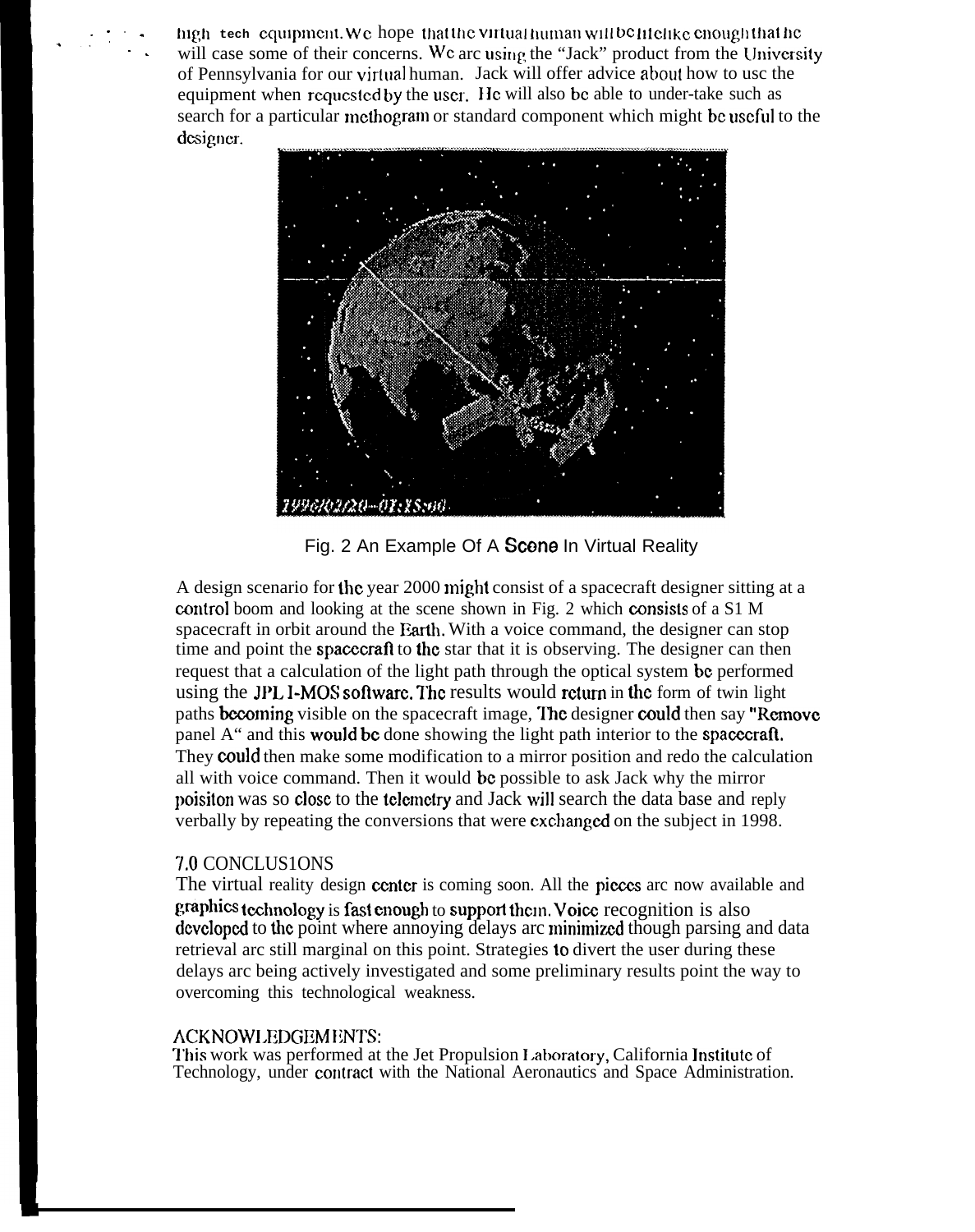high tech equipment. We hope that the virtual human will be lifelike enough that he will ease some of their concerns. We are using the "Jack" product from the University of Pennsylvania for our virtual human. Jack will offer advice about how to use the equipment when requested by the user. He will also be able to under-take such as search for a particular methogram or standard component which might be useful to the designer.

Fig. 2 An Example Of A Scene In Virtual Reality

A design scenario for the year 2000 might consist of a spacecraft designer sitting at a control boom and looking at the scene shown in Fig. 2 which consists of a S1 M spacecraft in orbit around the Earth. With a voice command, the designer can stop time and point the spacecraft to the star that it is observing. The designer can then request that a calculation of the light path through the optical system be performed using the JPL I-MOS software. The results would return in the form of twin light paths becoming visible on the spacecraft image, The designer could then say "Remove panel A" and this would be done showing the light path interior to the spacecraft. They could then make some modification to a mirror position and redo the calculation all with voice command. Then it would be possible to ask Jack why the mirror poisiton was so close to the telemetry and Jack will search the data base and reply verbally by repeating the conversions that were exchanged on the subject in 1998.

## 7.0 CONCLUSIONS

The virtual reality design center is coming soon. All the pieces are now available and graphics technology is fast enough to support them. Voice recognition is also developed to the point where annoying delays are minimized though parsing and data retrieval are still marginal on this point. Strategies to divert the user during these delays are being actively investigated and some preliminary results point the way to overcoming this technological weakness.

## ACKNOWLEDGEMENTS:

This work was performed at the Jet Propulsion Laboratory, California Institute of Technology, under contract with the National Aeronautics and Space Administration.